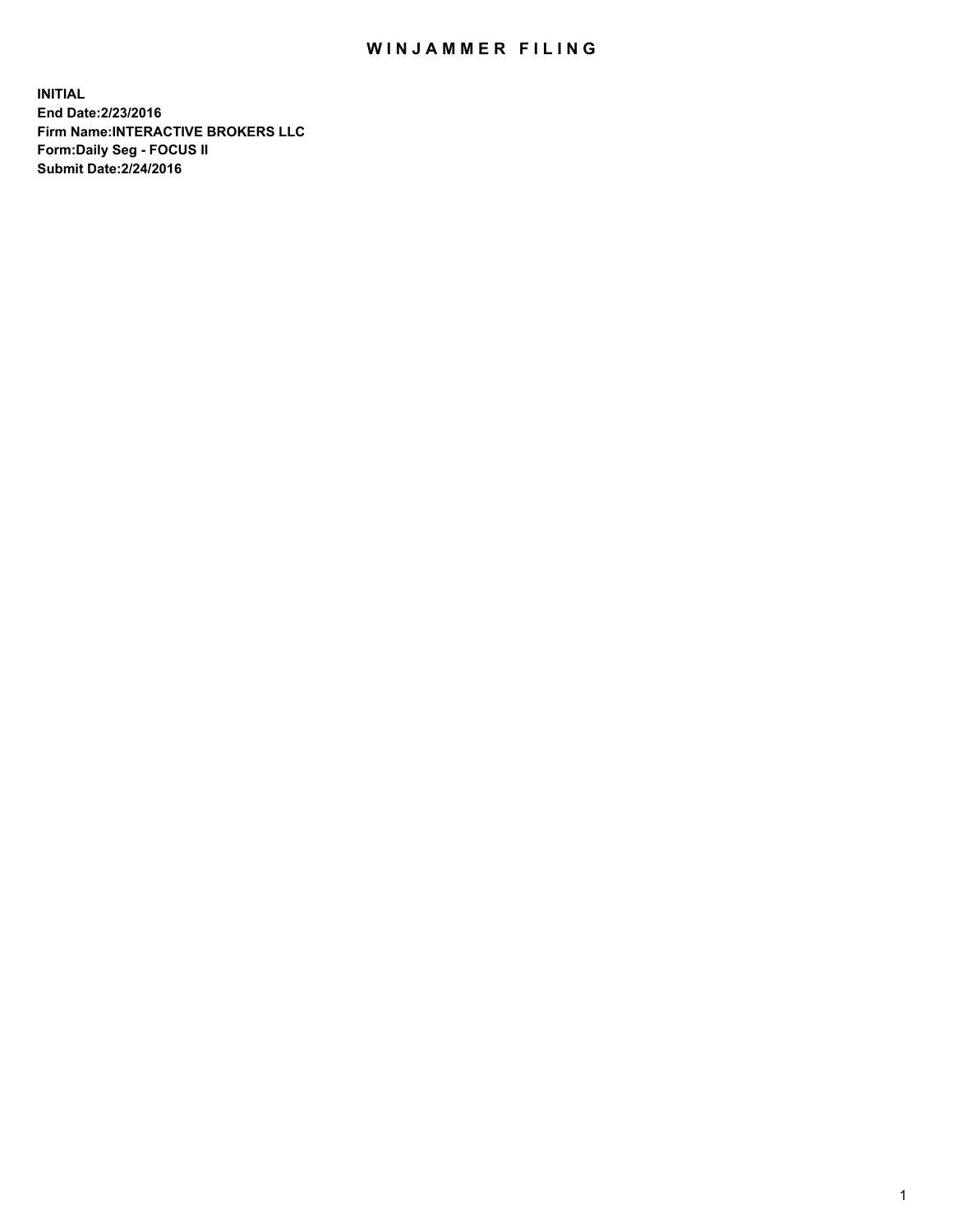# WINJAMMER FILING

**INITIAL**
**End Date:2/23/2016**
**Firm Name:INTERACTIVE BROKERS LLC**
**Form:Daily Seg - FOCUS II**
**Submit Date:2/24/2016**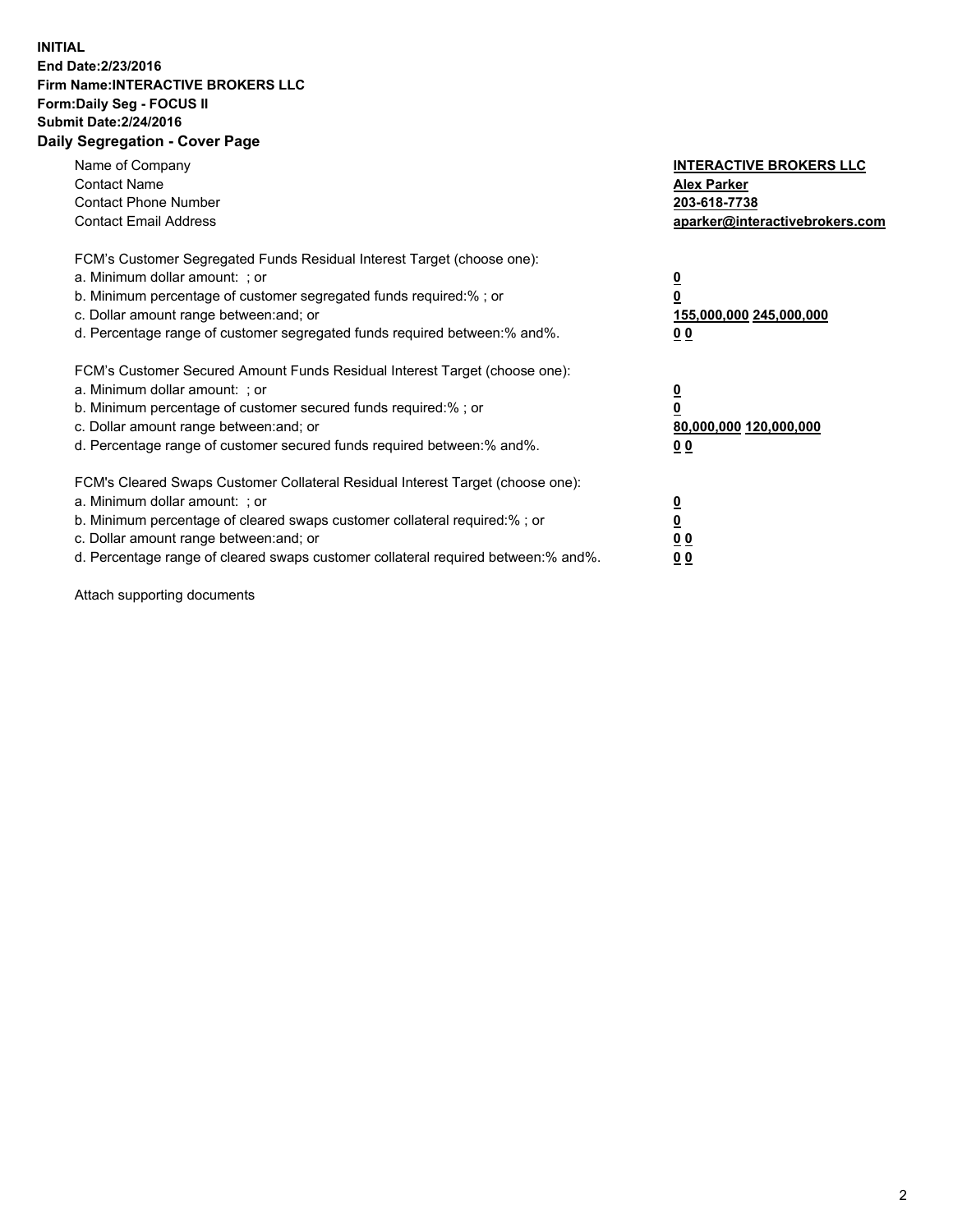**INITIAL**
**End Date:2/23/2016**
**Firm Name:INTERACTIVE BROKERS LLC**
**Form:Daily Seg - FOCUS II**
**Submit Date:2/24/2016**
**Daily Segregation - Cover Page**

| | |
|---|---|
| Name of Company | **INTERACTIVE BROKERS LLC** |
| Contact Name | **Alex Parker** |
| Contact Phone Number | **203-618-7738** |
| Contact Email Address | **aparker@interactivebrokers.com** |
| | |
| FCM's Customer Segregated Funds Residual Interest Target (choose one): | |
| a. Minimum dollar amount: ; or | **0** |
| b. Minimum percentage of customer segregated funds required:% ; or | **0** |
| c. Dollar amount range between:and; or | **155,000,000 245,000,000** |
| d. Percentage range of customer segregated funds required between:% and%. | **0 0** |
| | |
| FCM's Customer Secured Amount Funds Residual Interest Target (choose one): | |
| a. Minimum dollar amount: ; or | **0** |
| b. Minimum percentage of customer secured funds required:% ; or | **0** |
| c. Dollar amount range between:and; or | **80,000,000 120,000,000** |
| d. Percentage range of customer secured funds required between:% and%. | **0 0** |
| | |
| FCM's Cleared Swaps Customer Collateral Residual Interest Target (choose one): | |
| a. Minimum dollar amount: ; or | **0** |
| b. Minimum percentage of cleared swaps customer collateral required:% ; or | **0** |
| c. Dollar amount range between:and; or | **0 0** |
| d. Percentage range of cleared swaps customer collateral required between:% and%. | **0 0** |

Attach supporting documents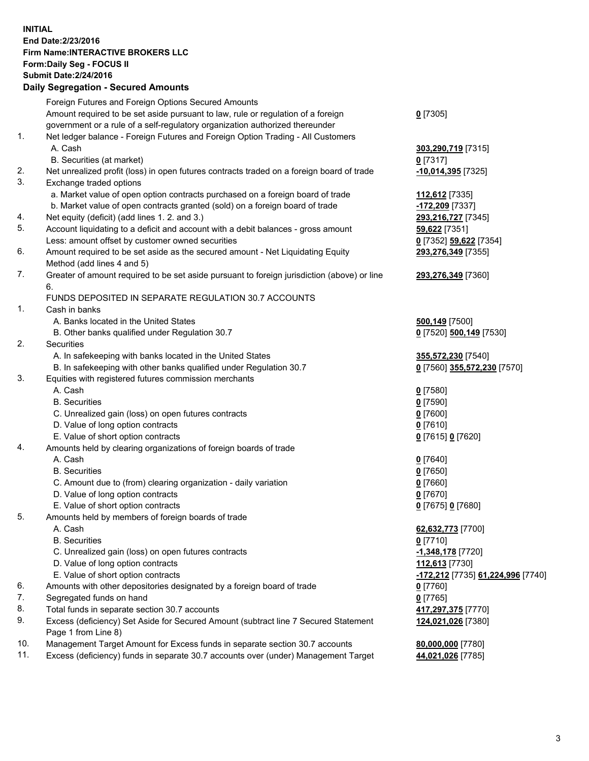**INITIAL**
**End Date:2/23/2016**
**Firm Name:INTERACTIVE BROKERS LLC**
**Form:Daily Seg - FOCUS II**
**Submit Date:2/24/2016**

## Daily Segregation - Secured Amounts

| | | |
|---|---|---|
| | Foreign Futures and Foreign Options Secured Amounts | |
| | Amount required to be set aside pursuant to law, rule or regulation of a foreign government or a rule of a self-regulatory organization authorized thereunder | **0** [7305] |
| 1. | Net ledger balance - Foreign Futures and Foreign Option Trading - All Customers | |
| | A. Cash | **303,290,719** [7315] |
| | B. Securities (at market) | **0** [7317] |
| 2. | Net unrealized profit (loss) in open futures contracts traded on a foreign board of trade | **-10,014,395** [7325] |
| 3. | Exchange traded options | |
| | a. Market value of open option contracts purchased on a foreign board of trade | **112,612** [7335] |
| | b. Market value of open contracts granted (sold) on a foreign board of trade | **-172,209** [7337] |
| 4. | Net equity (deficit) (add lines 1. 2. and 3.) | **293,216,727** [7345] |
| 5. | Account liquidating to a deficit and account with a debit balances - gross amount | **59,622** [7351] |
| | Less: amount offset by customer owned securities | **0** [7352] **59,622** [7354] |
| 6. | Amount required to be set aside as the secured amount - Net Liquidating Equity Method (add lines 4 and 5) | **293,276,349** [7355] |
| 7. | Greater of amount required to be set aside pursuant to foreign jurisdiction (above) or line 6. | **293,276,349** [7360] |
| | FUNDS DEPOSITED IN SEPARATE REGULATION 30.7 ACCOUNTS | |
| 1. | Cash in banks | |
| | A. Banks located in the United States | **500,149** [7500] |
| | B. Other banks qualified under Regulation 30.7 | **0** [7520] **500,149** [7530] |
| 2. | Securities | |
| | A. In safekeeping with banks located in the United States | **355,572,230** [7540] |
| | B. In safekeeping with other banks qualified under Regulation 30.7 | **0** [7560] **355,572,230** [7570] |
| 3. | Equities with registered futures commission merchants | |
| | A. Cash | **0** [7580] |
| | B. Securities | **0** [7590] |
| | C. Unrealized gain (loss) on open futures contracts | **0** [7600] |
| | D. Value of long option contracts | **0** [7610] |
| | E. Value of short option contracts | **0** [7615] **0** [7620] |
| 4. | Amounts held by clearing organizations of foreign boards of trade | |
| | A. Cash | **0** [7640] |
| | B. Securities | **0** [7650] |
| | C. Amount due to (from) clearing organization - daily variation | **0** [7660] |
| | D. Value of long option contracts | **0** [7670] |
| | E. Value of short option contracts | **0** [7675] **0** [7680] |
| 5. | Amounts held by members of foreign boards of trade | |
| | A. Cash | **62,632,773** [7700] |
| | B. Securities | **0** [7710] |
| | C. Unrealized gain (loss) on open futures contracts | **-1,348,178** [7720] |
| | D. Value of long option contracts | **112,613** [7730] |
| | E. Value of short option contracts | **-172,212** [7735] **61,224,996** [7740] |
| 6. | Amounts with other depositories designated by a foreign board of trade | **0** [7760] |
| 7. | Segregated funds on hand | **0** [7765] |
| 8. | Total funds in separate section 30.7 accounts | **417,297,375** [7770] |
| 9. | Excess (deficiency) Set Aside for Secured Amount (subtract line 7 Secured Statement Page 1 from Line 8) | **124,021,026** [7380] |
| 10. | Management Target Amount for Excess funds in separate section 30.7 accounts | **80,000,000** [7780] |
| 11. | Excess (deficiency) funds in separate 30.7 accounts over (under) Management Target | **44,021,026** [7785] |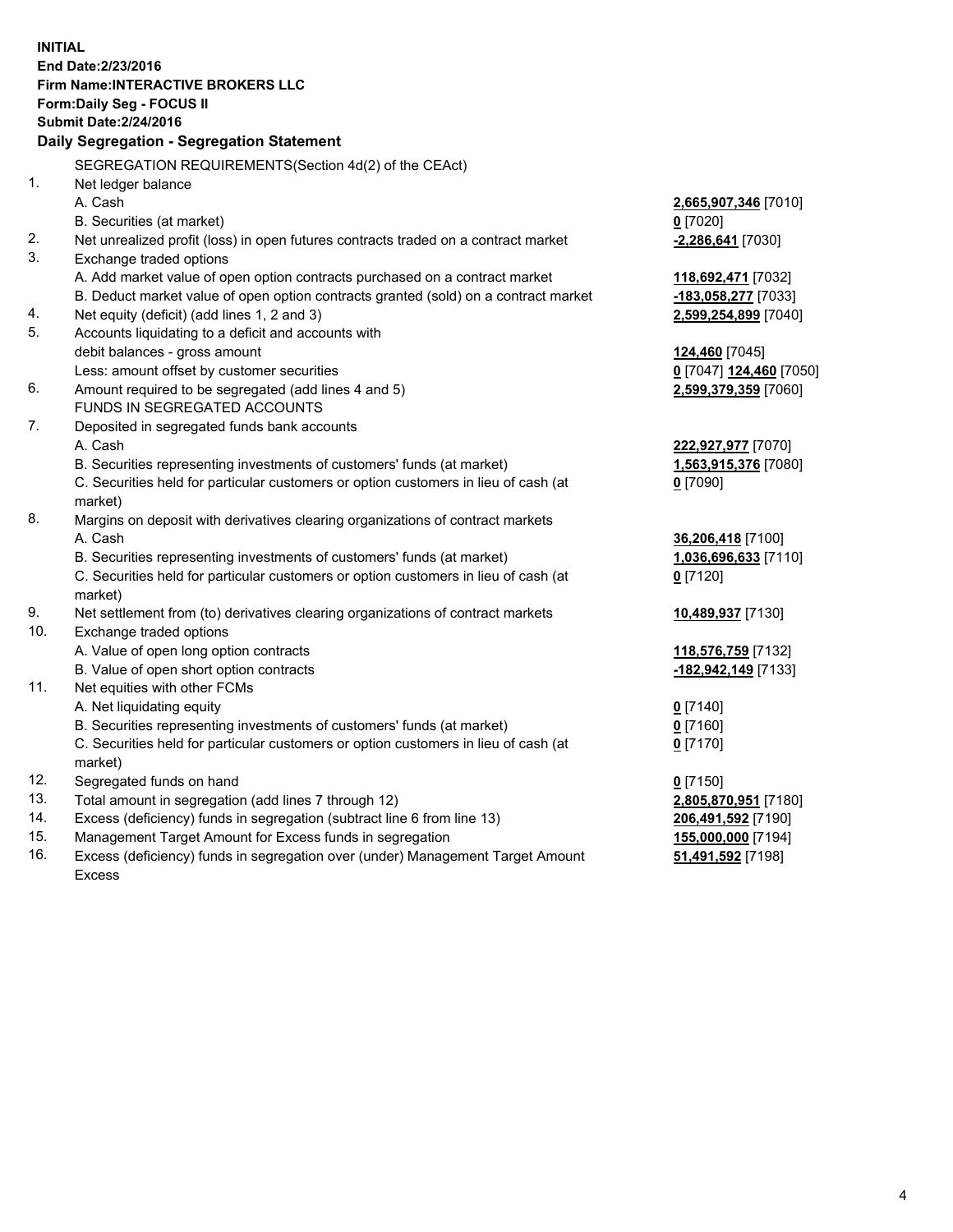**INITIAL**
**End Date:2/23/2016**
**Firm Name:INTERACTIVE BROKERS LLC**
**Form:Daily Seg - FOCUS II**
**Submit Date:2/24/2016**

## Daily Segregation - Segregation Statement

| | | |
|---|---|---|
| | SEGREGATION REQUIREMENTS(Section 4d(2) of the CEAct) | |
| 1. | Net ledger balance | |
| | A. Cash | **2,665,907,346** [7010] |
| | B. Securities (at market) | **0** [7020] |
| 2. | Net unrealized profit (loss) in open futures contracts traded on a contract market | **-2,286,641** [7030] |
| 3. | Exchange traded options | |
| | A. Add market value of open option contracts purchased on a contract market | **118,692,471** [7032] |
| | B. Deduct market value of open option contracts granted (sold) on a contract market | **-183,058,277** [7033] |
| 4. | Net equity (deficit) (add lines 1, 2 and 3) | **2,599,254,899** [7040] |
| 5. | Accounts liquidating to a deficit and accounts with debit balances - gross amount | **124,460** [7045] |
| | Less: amount offset by customer securities | **0** [7047] **124,460** [7050] |
| 6. | Amount required to be segregated (add lines 4 and 5) | **2,599,379,359** [7060] |
| | FUNDS IN SEGREGATED ACCOUNTS | |
| 7. | Deposited in segregated funds bank accounts | |
| | A. Cash | **222,927,977** [7070] |
| | B. Securities representing investments of customers' funds (at market) | **1,563,915,376** [7080] |
| | C. Securities held for particular customers or option customers in lieu of cash (at market) | **0** [7090] |
| 8. | Margins on deposit with derivatives clearing organizations of contract markets | |
| | A. Cash | **36,206,418** [7100] |
| | B. Securities representing investments of customers' funds (at market) | **1,036,696,633** [7110] |
| | C. Securities held for particular customers or option customers in lieu of cash (at market) | **0** [7120] |
| 9. | Net settlement from (to) derivatives clearing organizations of contract markets | **10,489,937** [7130] |
| 10. | Exchange traded options | |
| | A. Value of open long option contracts | **118,576,759** [7132] |
| | B. Value of open short option contracts | **-182,942,149** [7133] |
| 11. | Net equities with other FCMs | |
| | A. Net liquidating equity | **0** [7140] |
| | B. Securities representing investments of customers' funds (at market) | **0** [7160] |
| | C. Securities held for particular customers or option customers in lieu of cash (at market) | **0** [7170] |
| 12. | Segregated funds on hand | **0** [7150] |
| 13. | Total amount in segregation (add lines 7 through 12) | **2,805,870,951** [7180] |
| 14. | Excess (deficiency) funds in segregation (subtract line 6 from line 13) | **206,491,592** [7190] |
| 15. | Management Target Amount for Excess funds in segregation | **155,000,000** [7194] |
| 16. | Excess (deficiency) funds in segregation over (under) Management Target Amount Excess | **51,491,592** [7198] |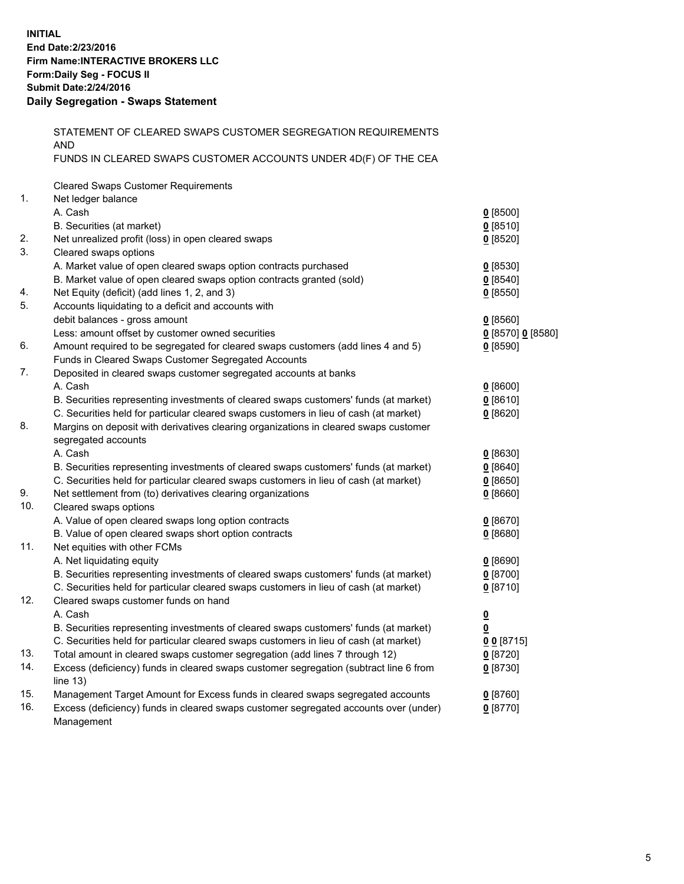**INITIAL**
**End Date:2/23/2016**
**Firm Name:INTERACTIVE BROKERS LLC**
**Form:Daily Seg - FOCUS II**
**Submit Date:2/24/2016**
**Daily Segregation - Swaps Statement**

STATEMENT OF CLEARED SWAPS CUSTOMER SEGREGATION REQUIREMENTS AND FUNDS IN CLEARED SWAPS CUSTOMER ACCOUNTS UNDER 4D(F) OF THE CEA

| | | |
|---|---|---|
| | Cleared Swaps Customer Requirements | |
| 1. | Net ledger balance | |
| | A. Cash | 0 [8500] |
| | B. Securities (at market) | 0 [8510] |
| 2. | Net unrealized profit (loss) in open cleared swaps | 0 [8520] |
| 3. | Cleared swaps options | |
| | A. Market value of open cleared swaps option contracts purchased | 0 [8530] |
| | B. Market value of open cleared swaps option contracts granted (sold) | 0 [8540] |
| 4. | Net Equity (deficit) (add lines 1, 2, and 3) | 0 [8550] |
| 5. | Accounts liquidating to a deficit and accounts with debit balances - gross amount | 0 [8560] |
| | Less: amount offset by customer owned securities | 0 [8570] 0 [8580] |
| 6. | Amount required to be segregated for cleared swaps customers (add lines 4 and 5) | 0 [8590] |
| | Funds in Cleared Swaps Customer Segregated Accounts | |
| 7. | Deposited in cleared swaps customer segregated accounts at banks | |
| | A. Cash | 0 [8600] |
| | B. Securities representing investments of cleared swaps customers' funds (at market) | 0 [8610] |
| | C. Securities held for particular cleared swaps customers in lieu of cash (at market) | 0 [8620] |
| 8. | Margins on deposit with derivatives clearing organizations in cleared swaps customer segregated accounts | |
| | A. Cash | 0 [8630] |
| | B. Securities representing investments of cleared swaps customers' funds (at market) | 0 [8640] |
| | C. Securities held for particular cleared swaps customers in lieu of cash (at market) | 0 [8650] |
| 9. | Net settlement from (to) derivatives clearing organizations | 0 [8660] |
| 10. | Cleared swaps options | |
| | A. Value of open cleared swaps long option contracts | 0 [8670] |
| | B. Value of open cleared swaps short option contracts | 0 [8680] |
| 11. | Net equities with other FCMs | |
| | A. Net liquidating equity | 0 [8690] |
| | B. Securities representing investments of cleared swaps customers' funds (at market) | 0 [8700] |
| | C. Securities held for particular cleared swaps customers in lieu of cash (at market) | 0 [8710] |
| 12. | Cleared swaps customer funds on hand | |
| | A. Cash | 0 |
| | B. Securities representing investments of cleared swaps customers' funds (at market) | 0 |
| | C. Securities held for particular cleared swaps customers in lieu of cash (at market) | 0 0 [8715] |
| 13. | Total amount in cleared swaps customer segregation (add lines 7 through 12) | 0 [8720] |
| 14. | Excess (deficiency) funds in cleared swaps customer segregation (subtract line 6 from line 13) | 0 [8730] |
| 15. | Management Target Amount for Excess funds in cleared swaps segregated accounts | 0 [8760] |
| 16. | Excess (deficiency) funds in cleared swaps customer segregated accounts over (under) Management | 0 [8770] |